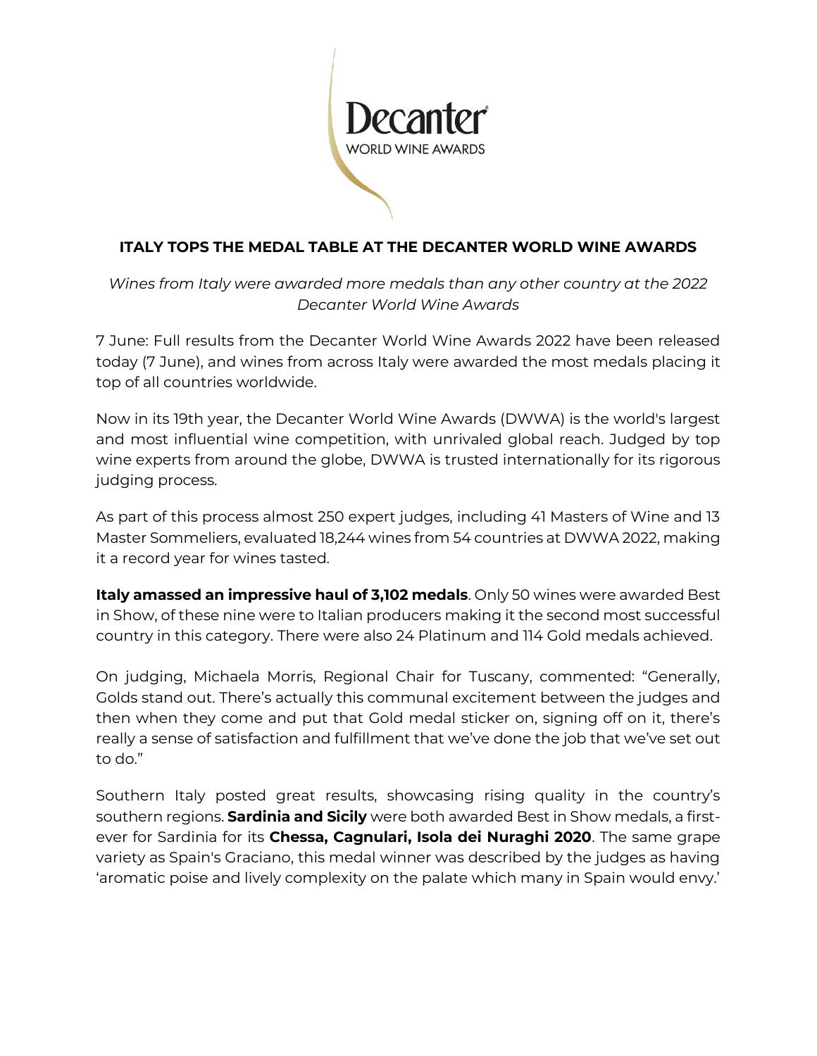# ITALY TOPS THE MEDAL TABLE AT THE DECANTER WORLD WINE AWARDS

*Wines from Italy were awarded more medals than any other country at the 2022 Decanter World Wine Awards*

7 June: Full results from the Decanter World Wine Awards 2022 have been released today (7 June), and wines from across Italy were awarded the most medals placing it top of all countries worldwide.

Now in its 19th year, the Decanter World Wine Awards (DWWA) is the world's largest and most influential wine competition, with unrivaled global reach. Judged by top wine experts from around the globe, DWWA is trusted internationally for its rigorous judging process.

As part of this process almost 250 expert judges, including 41 Masters of Wine and 13 Master Sommeliers, evaluated 18,244 wines from 54 countries at DWWA 2022, making it a record year for wines tasted.

**Italy amassed an impressive haul of 3,102 medals**. Only 50 wines were awarded Best in Show, of these nine were to Italian producers making it the second most successful country in this category. There were also 24 Platinum and 114 Gold medals achieved.

On judging, Michaela Morris, Regional Chair for Tuscany, commented: "Generally, Golds stand out. There's actually this communal excitement between the judges and then when they come and put that Gold medal sticker on, signing off on it, there's really a sense of satisfaction and fulfillment that we've done the job that we've set out to do."

Southern Italy posted great results, showcasing rising quality in the country's southern regions. **Sardinia and Sicily** were both awarded Best in Show medals, a first-ever for Sardinia for its **Chessa, Cagnulari, Isola dei Nuraghi 2020**. The same grape variety as Spain's Graciano, this medal winner was described by the judges as having 'aromatic poise and lively complexity on the palate which many in Spain would envy.'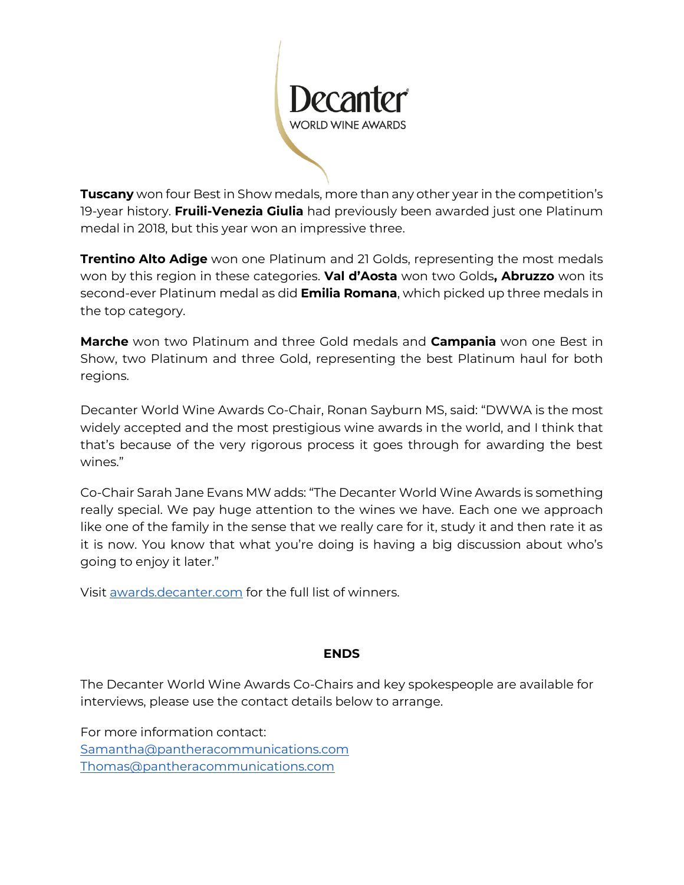**Tuscany** won four Best in Show medals, more than any other year in the competition's 19-year history. **Fruili-Venezia Giulia** had previously been awarded just one Platinum medal in 2018, but this year won an impressive three.

**Trentino Alto Adige** won one Platinum and 21 Golds, representing the most medals won by this region in these categories. **Val d'Aosta** won two Golds**, Abruzzo** won its second-ever Platinum medal as did **Emilia Romana**, which picked up three medals in the top category.

**Marche** won two Platinum and three Gold medals and **Campania** won one Best in Show, two Platinum and three Gold, representing the best Platinum haul for both regions.

Decanter World Wine Awards Co-Chair, Ronan Sayburn MS, said: "DWWA is the most widely accepted and the most prestigious wine awards in the world, and I think that that's because of the very rigorous process it goes through for awarding the best wines."

Co-Chair Sarah Jane Evans MW adds: "The Decanter World Wine Awards is something really special. We pay huge attention to the wines we have. Each one we approach like one of the family in the sense that we really care for it, study it and then rate it as it is now. You know that what you're doing is having a big discussion about who's going to enjoy it later."

Visit [awards.decanter.com](awards.decanter.com) for the full list of winners.

**ENDS**

The Decanter World Wine Awards Co-Chairs and key spokespeople are available for interviews, please use the contact details below to arrange.

For more information contact:
Samantha@pantheracommunications.com
Thomas@pantheracommunications.com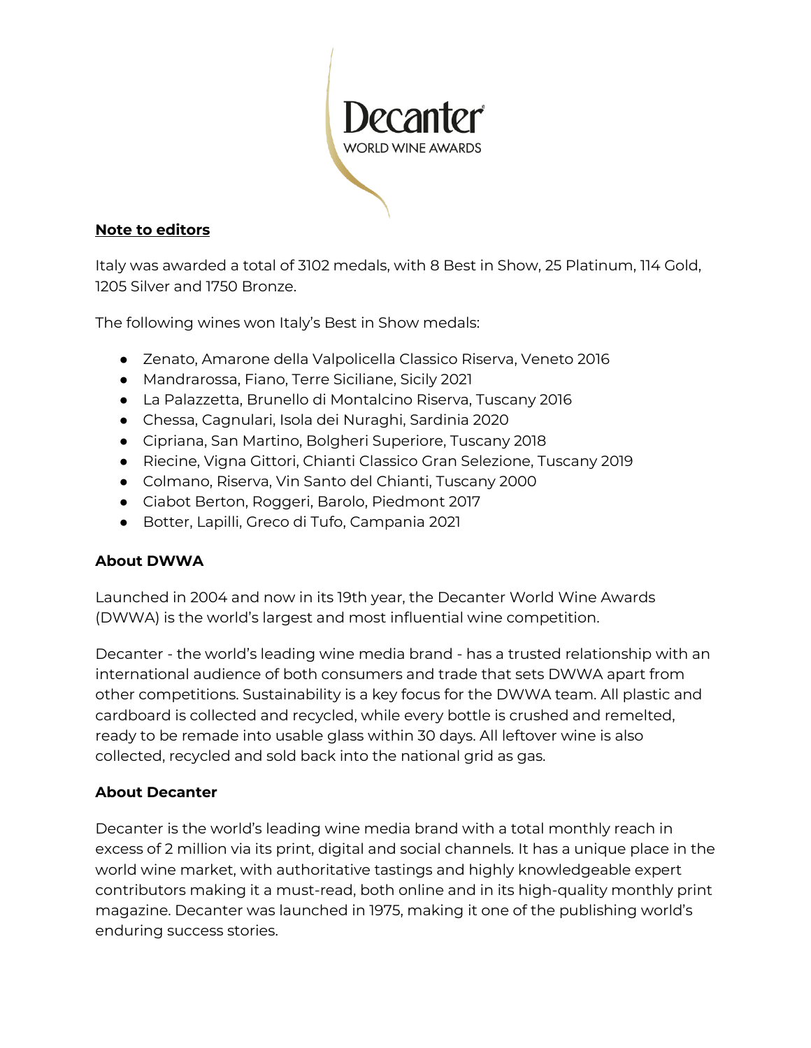**Note to editors**

Italy was awarded a total of 3102 medals, with 8 Best in Show, 25 Platinum, 114 Gold, 1205 Silver and 1750 Bronze.

The following wines won Italy's Best in Show medals:

- Zenato, Amarone della Valpolicella Classico Riserva, Veneto 2016
- Mandrarossa, Fiano, Terre Siciliane, Sicily 2021
- La Palazzetta, Brunello di Montalcino Riserva, Tuscany 2016
- Chessa, Cagnulari, Isola dei Nuraghi, Sardinia 2020
- Cipriana, San Martino, Bolgheri Superiore, Tuscany 2018
- Riecine, Vigna Gittori, Chianti Classico Gran Selezione, Tuscany 2019
- Colmano, Riserva, Vin Santo del Chianti, Tuscany 2000
- Ciabot Berton, Roggeri, Barolo, Piedmont 2017
- Botter, Lapilli, Greco di Tufo, Campania 2021

**About DWWA**

Launched in 2004 and now in its 19th year, the Decanter World Wine Awards (DWWA) is the world's largest and most influential wine competition.

Decanter - the world's leading wine media brand - has a trusted relationship with an international audience of both consumers and trade that sets DWWA apart from other competitions. Sustainability is a key focus for the DWWA team. All plastic and cardboard is collected and recycled, while every bottle is crushed and remelted, ready to be remade into usable glass within 30 days. All leftover wine is also collected, recycled and sold back into the national grid as gas.

**About Decanter**

Decanter is the world's leading wine media brand with a total monthly reach in excess of 2 million via its print, digital and social channels. It has a unique place in the world wine market, with authoritative tastings and highly knowledgeable expert contributors making it a must-read, both online and in its high-quality monthly print magazine. Decanter was launched in 1975, making it one of the publishing world's enduring success stories.